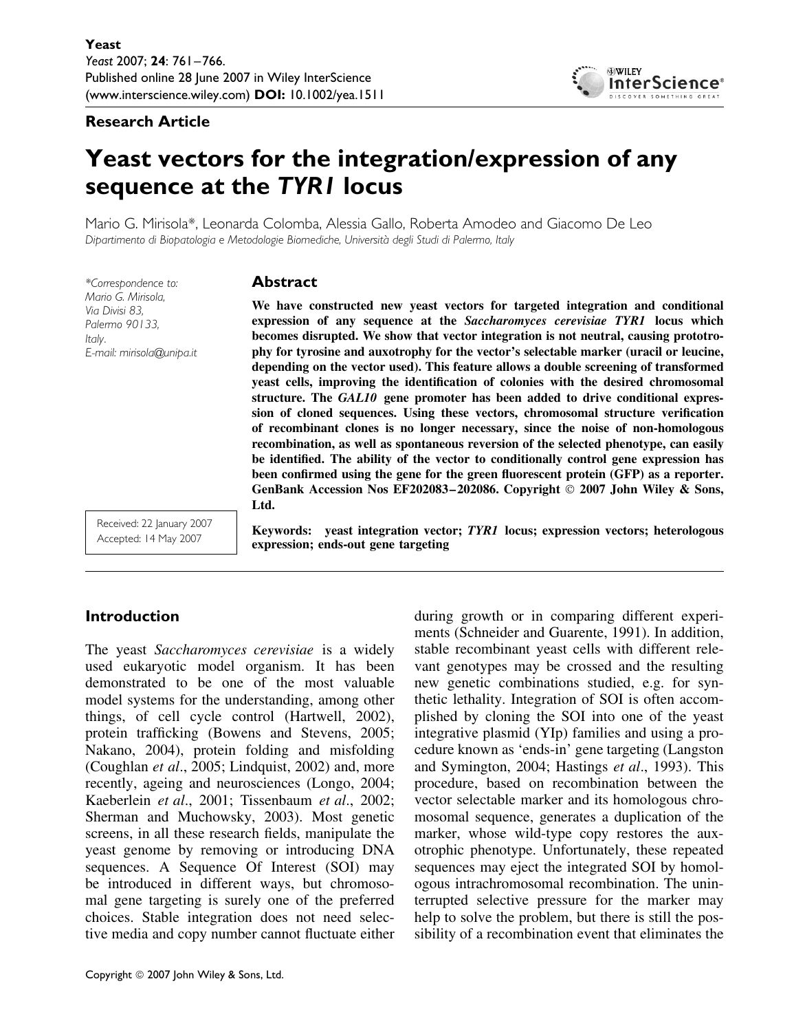**Research Article**

# Yeast vectors for the integration/expression of any sequence at the *TYR1* locus

Mario G. Mirisola*, Leonarda Colomba, Alessia Gallo, Roberta Amodeo and Giacomo De Leo

*Dipartimento di Biopatologia e Metodologie Biomediche, Università degli Studi di Palermo, Italy*

*Correspondence to: Mario G. Mirisola, Via Divisi 83, Palermo 90133, Italy. E-mail: mirisola@unipa.it

Received: 22 January 2007
Accepted: 14 May 2007

## Abstract

**We have constructed new yeast vectors for targeted integration and conditional expression of any sequence at the *Saccharomyces cerevisiae TYR1* locus which becomes disrupted. We show that vector integration is not neutral, causing prototrophy for tyrosine and auxotrophy for the vector's selectable marker (uracil or leucine, depending on the vector used). This feature allows a double screening of transformed yeast cells, improving the identification of colonies with the desired chromosomal structure. The *GAL10* gene promoter has been added to drive conditional expression of cloned sequences. Using these vectors, chromosomal structure verification of recombinant clones is no longer necessary, since the noise of non-homologous recombination, as well as spontaneous reversion of the selected phenotype, can easily be identified. The ability of the vector to conditionally control gene expression has been confirmed using the gene for the green fluorescent protein (GFP) as a reporter. GenBank Accession Nos EF202083–202086. Copyright © 2007 John Wiley & Sons, Ltd.**

**Keywords:** **yeast integration vector; *TYR1* locus; expression vectors; heterologous expression; ends-out gene targeting**

## Introduction

The yeast *Saccharomyces cerevisiae* is a widely used eukaryotic model organism. It has been demonstrated to be one of the most valuable model systems for the understanding, among other things, of cell cycle control (Hartwell, 2002), protein trafficking (Bowens and Stevens, 2005; Nakano, 2004), protein folding and misfolding (Coughlan *et al*., 2005; Lindquist, 2002) and, more recently, ageing and neurosciences (Longo, 2004; Kaeberlein *et al*., 2001; Tissenbaum *et al*., 2002; Sherman and Muchowsky, 2003). Most genetic screens, in all these research fields, manipulate the yeast genome by removing or introducing DNA sequences. A Sequence Of Interest (SOI) may be introduced in different ways, but chromosomal gene targeting is surely one of the preferred choices. Stable integration does not need selective media and copy number cannot fluctuate either during growth or in comparing different experiments (Schneider and Guarente, 1991). In addition, stable recombinant yeast cells with different relevant genotypes may be crossed and the resulting new genetic combinations studied, e.g. for synthetic lethality. Integration of SOI is often accomplished by cloning the SOI into one of the yeast integrative plasmid (YIp) families and using a procedure known as 'ends-in' gene targeting (Langston and Symington, 2004; Hastings *et al*., 1993). This procedure, based on recombination between the vector selectable marker and its homologous chromosomal sequence, generates a duplication of the marker, whose wild-type copy restores the auxotrophic phenotype. Unfortunately, these repeated sequences may eject the integrated SOI by homologous intrachromosomal recombination. The uninterrupted selective pressure for the marker may help to solve the problem, but there is still the possibility of a recombination event that eliminates the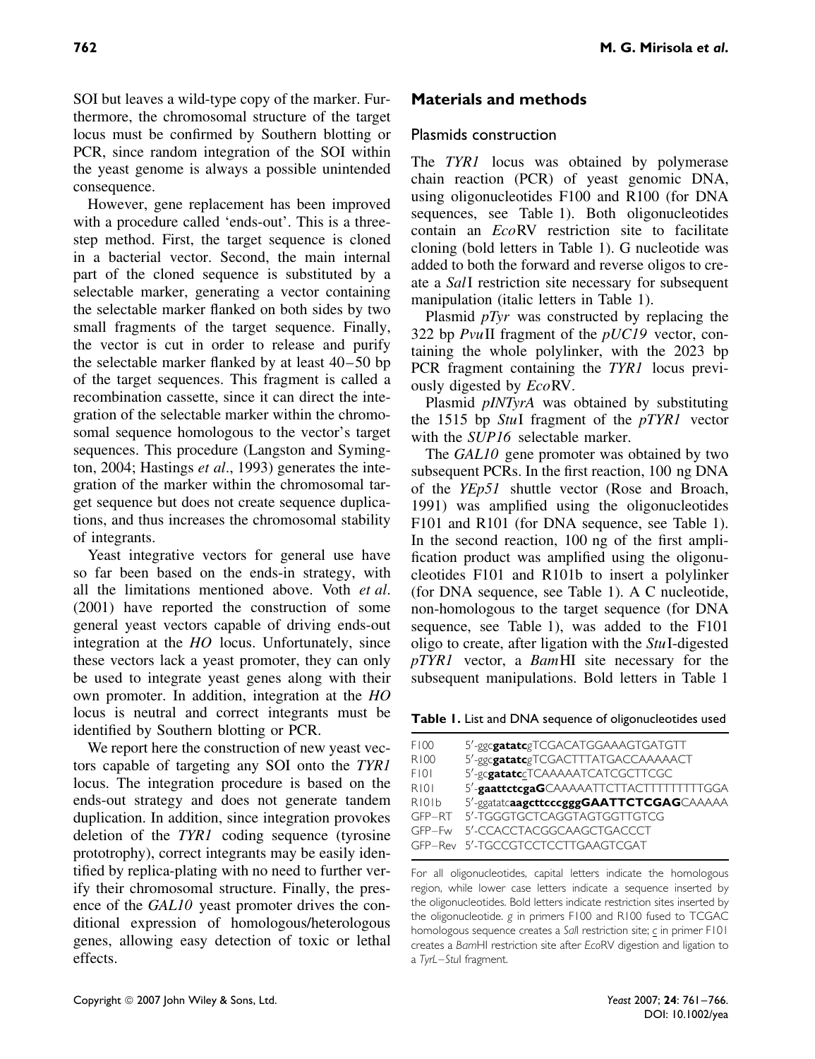SOI but leaves a wild-type copy of the marker. Furthermore, the chromosomal structure of the target locus must be confirmed by Southern blotting or PCR, since random integration of the SOI within the yeast genome is always a possible unintended consequence.

However, gene replacement has been improved with a procedure called 'ends-out'. This is a three-step method. First, the target sequence is cloned in a bacterial vector. Second, the main internal part of the cloned sequence is substituted by a selectable marker, generating a vector containing the selectable marker flanked on both sides by two small fragments of the target sequence. Finally, the vector is cut in order to release and purify the selectable marker flanked by at least 40–50 bp of the target sequences. This fragment is called a recombination cassette, since it can direct the integration of the selectable marker within the chromosomal sequence homologous to the vector's target sequences. This procedure (Langston and Symington, 2004; Hastings *et al*., 1993) generates the integration of the marker within the chromosomal target sequence but does not create sequence duplications, and thus increases the chromosomal stability of integrants.

Yeast integrative vectors for general use have so far been based on the ends-in strategy, with all the limitations mentioned above. Voth *et al*. (2001) have reported the construction of some general yeast vectors capable of driving ends-out integration at the *HO* locus. Unfortunately, since these vectors lack a yeast promoter, they can only be used to integrate yeast genes along with their own promoter. In addition, integration at the *HO* locus is neutral and correct integrants must be identified by Southern blotting or PCR.

We report here the construction of new yeast vectors capable of targeting any SOI onto the *TYR1* locus. The integration procedure is based on the ends-out strategy and does not generate tandem duplication. In addition, since integration provokes deletion of the *TYR1* coding sequence (tyrosine prototrophy), correct integrants may be easily identified by replica-plating with no need to further verify their chromosomal structure. Finally, the presence of the *GAL10* yeast promoter drives the conditional expression of homologous/heterologous genes, allowing easy detection of toxic or lethal effects.

## Materials and methods

### Plasmids construction

The *TYR1* locus was obtained by polymerase chain reaction (PCR) of yeast genomic DNA, using oligonucleotides F100 and R100 (for DNA sequences, see Table 1). Both oligonucleotides contain an *Eco*RV restriction site to facilitate cloning (bold letters in Table 1). G nucleotide was added to both the forward and reverse oligos to create a *Sal*I restriction site necessary for subsequent manipulation (italic letters in Table 1).

Plasmid *pTyr* was constructed by replacing the 322 bp *Pvu*II fragment of the *pUC19* vector, containing the whole polylinker, with the 2023 bp PCR fragment containing the *TYR1* locus previously digested by *Eco*RV.

Plasmid *pINTyrA* was obtained by substituting the 1515 bp *Stu*I fragment of the *pTYR1* vector with the *SUP16* selectable marker.

The *GAL10* gene promoter was obtained by two subsequent PCRs. In the first reaction, 100 ng DNA of the *YEp51* shuttle vector (Rose and Broach, 1991) was amplified using the oligonucleotides F101 and R101 (for DNA sequence, see Table 1). In the second reaction, 100 ng of the first amplification product was amplified using the oligonucleotides F101 and R101b to insert a polylinker (for DNA sequence, see Table 1). A C nucleotide, non-homologous to the target sequence (for DNA sequence, see Table 1), was added to the F101 oligo to create, after ligation with the *Stu*I-digested *pTYR1* vector, a *Bam*HI site necessary for the subsequent manipulations. Bold letters in Table 1

**Table 1.** List and DNA sequence of oligonucleotides used

| | |
|---|---|
| F100 | 5′-ggc**gatatc***g*TCGACATGGAAAGTGATGTT |
| R100 | 5′-ggc**gatatc***g*TCGACTTTATGACCAAAAACT |
| F101 | 5′-gc**gatatc**c̲TCAAAAATCATCGCTTCGC |
| R101 | 5′-**gaattctcgaG**CAAAAATTCTTACTTTTTTTTTGGA |
| R101b | 5′-ggatatc**aagcttcccgggGAATTCTCGAG**CAAAAA |
| GFP–RT | 5′-TGGGTGCTCAGGTAGTGGTTGTCG |
| GFP–Fw | 5′-CCACCTACGGCAAGCTGACCCT |
| GFP–Rev | 5′-TGCCGTCCTCCTTGAAGTCGAT |

For all oligonucleotides, capital letters indicate the homologous region, while lower case letters indicate a sequence inserted by the oligonucleotides. Bold letters indicate restriction sites inserted by the oligonucleotide. *g* in primers F100 and R100 fused to TCGAC homologous sequence creates a *Sal*I restriction site; c̲ in primer F101 creates a *Bam*HI restriction site after *Eco*RV digestion and ligation to a *TyrL–Stu*I fragment.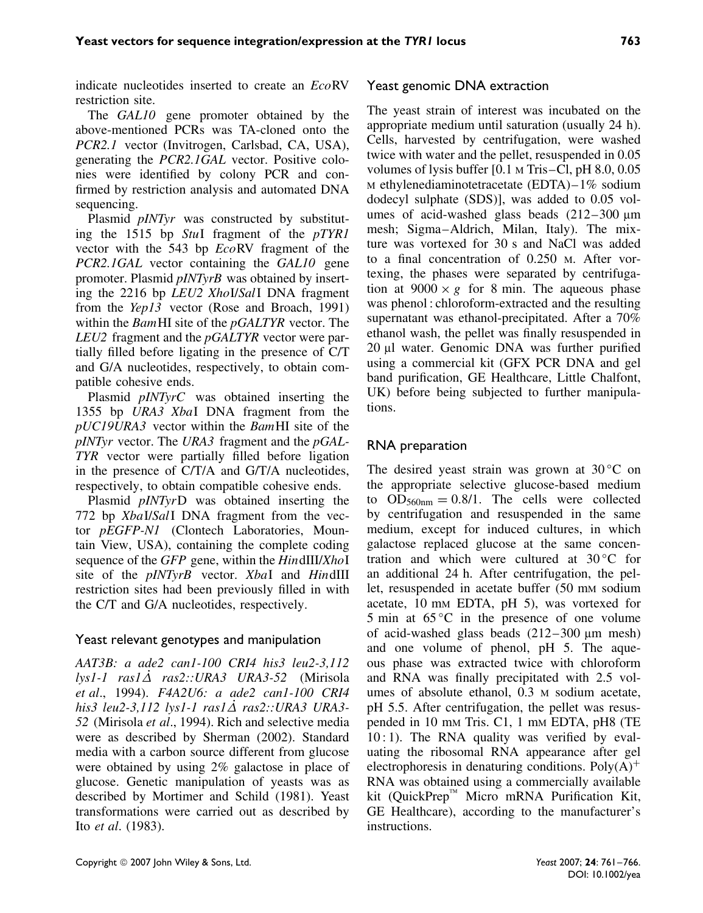indicate nucleotides inserted to create an *Eco*RV restriction site.

The *GAL10* gene promoter obtained by the above-mentioned PCRs was TA-cloned onto the *PCR2.1* vector (Invitrogen, Carlsbad, CA, USA), generating the *PCR2.1GAL* vector. Positive colonies were identified by colony PCR and confirmed by restriction analysis and automated DNA sequencing.

Plasmid *pINTyr* was constructed by substituting the 1515 bp *Stu*I fragment of the *pTYR1* vector with the 543 bp *Eco*RV fragment of the *PCR2.1GAL* vector containing the *GAL10* gene promoter. Plasmid *pINTyrB* was obtained by inserting the 2216 bp *LEU2 Xho*I/*Sal*I DNA fragment from the *Yep13* vector (Rose and Broach, 1991) within the *Bam*HI site of the *pGALTYR* vector. The *LEU2* fragment and the *pGALTYR* vector were partially filled before ligating in the presence of C/T and G/A nucleotides, respectively, to obtain compatible cohesive ends.

Plasmid *pINTyrC* was obtained inserting the 1355 bp *URA3 Xba*I DNA fragment from the *pUC19URA3* vector within the *Bam*HI site of the *pINTyr* vector. The *URA3* fragment and the *pGALTYR* vector were partially filled before ligation in the presence of C/T/A and G/T/A nucleotides, respectively, to obtain compatible cohesive ends.

Plasmid *pINTyr*D was obtained inserting the 772 bp *Xba*I/*Sal*I DNA fragment from the vector *pEGFP-N1* (Clontech Laboratories, Mountain View, USA), containing the complete coding sequence of the *GFP* gene, within the *Hin*dIII/*Xho*I site of the *pINTyrB* vector. *Xba*I and *Hin*dIII restriction sites had been previously filled in with the C/T and G/A nucleotides, respectively.

## Yeast relevant genotypes and manipulation

*AAT3B: a ade2 can1-100 CRI4 his3 leu2-3,112 lys1-1 ras1Δ ras2::URA3 URA3-52* (Mirisola *et al*., 1994). *F4A2U6: a ade2 can1-100 CRI4 his3 leu2-3,112 lys1-1 ras1Δ ras2::URA3 URA3-52* (Mirisola *et al*., 1994). Rich and selective media were as described by Sherman (2002). Standard media with a carbon source different from glucose were obtained by using 2% galactose in place of glucose. Genetic manipulation of yeasts was as described by Mortimer and Schild (1981). Yeast transformations were carried out as described by Ito *et al*. (1983).

## Yeast genomic DNA extraction

The yeast strain of interest was incubated on the appropriate medium until saturation (usually 24 h). Cells, harvested by centrifugation, were washed twice with water and the pellet, resuspended in 0.05 volumes of lysis buffer [0.1 M Tris–Cl, pH 8.0, 0.05 M ethylenediaminotetracetate (EDTA)–1% sodium dodecyl sulphate (SDS)], was added to 0.05 volumes of acid-washed glass beads (212–300 μm mesh; Sigma–Aldrich, Milan, Italy). The mixture was vortexed for 30 s and NaCl was added to a final concentration of 0.250 M. After vortexing, the phases were separated by centrifugation at $9000 \times g$ for 8 min. The aqueous phase was phenol : chloroform-extracted and the resulting supernatant was ethanol-precipitated. After a 70% ethanol wash, the pellet was finally resuspended in 20 μl water. Genomic DNA was further purified using a commercial kit (GFX PCR DNA and gel band purification, GE Healthcare, Little Chalfont, UK) before being subjected to further manipulations.

## RNA preparation

The desired yeast strain was grown at 30 °C on the appropriate selective glucose-based medium to $OD_{560nm} = 0.8/1$. The cells were collected by centrifugation and resuspended in the same medium, except for induced cultures, in which galactose replaced glucose at the same concentration and which were cultured at 30 °C for an additional 24 h. After centrifugation, the pellet, resuspended in acetate buffer (50 mM sodium acetate, 10 mM EDTA, pH 5), was vortexed for 5 min at 65 °C in the presence of one volume of acid-washed glass beads (212–300 μm mesh) and one volume of phenol, pH 5. The aqueous phase was extracted twice with chloroform and RNA was finally precipitated with 2.5 volumes of absolute ethanol, 0.3 M sodium acetate, pH 5.5. After centrifugation, the pellet was resuspended in 10 mM Tris. C1, 1 mM EDTA, pH8 (TE 10 : 1). The RNA quality was verified by evaluating the ribosomal RNA appearance after gel electrophoresis in denaturing conditions. Poly$(A)^+$ RNA was obtained using a commercially available kit (QuickPrep™ Micro mRNA Purification Kit, GE Healthcare), according to the manufacturer's instructions.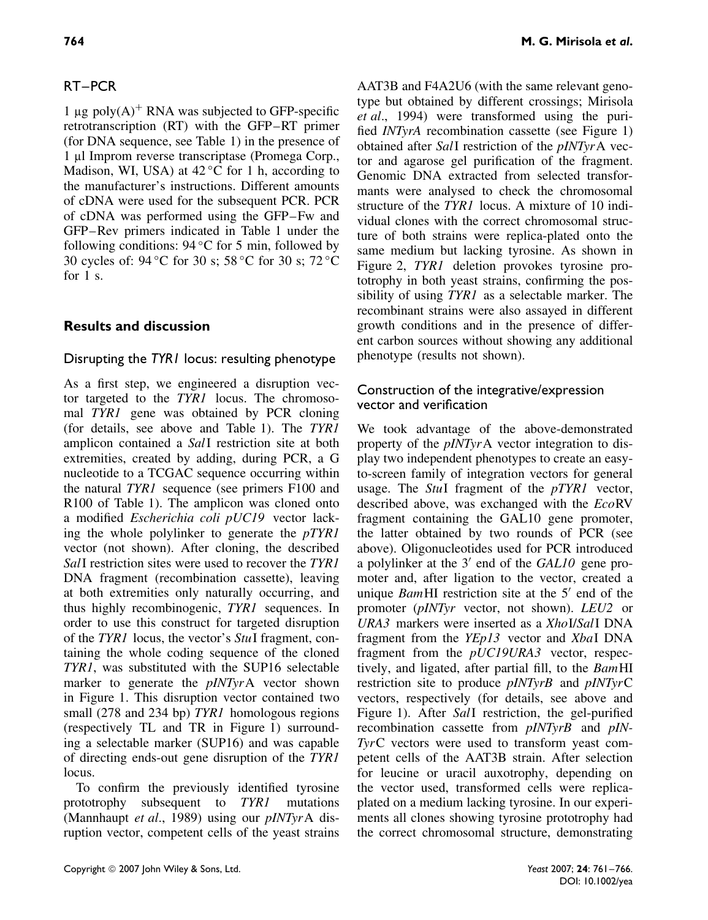## RT–PCR

1 μg poly(A)$^+$ RNA was subjected to GFP-specific retrotranscription (RT) with the GFP–RT primer (for DNA sequence, see Table 1) in the presence of 1 μl Improm reverse transcriptase (Promega Corp., Madison, WI, USA) at 42 °C for 1 h, according to the manufacturer's instructions. Different amounts of cDNA were used for the subsequent PCR. PCR of cDNA was performed using the GFP–Fw and GFP–Rev primers indicated in Table 1 under the following conditions: 94 °C for 5 min, followed by 30 cycles of: 94 °C for 30 s; 58 °C for 30 s; 72 °C for 1 s.

## Results and discussion

### Disrupting the *TYR1* locus: resulting phenotype

As a first step, we engineered a disruption vector targeted to the *TYR1* locus. The chromosomal *TYR1* gene was obtained by PCR cloning (for details, see above and Table 1). The *TYR1* amplicon contained a *Sal*I restriction site at both extremities, created by adding, during PCR, a G nucleotide to a TCGAC sequence occurring within the natural *TYR1* sequence (see primers F100 and R100 of Table 1). The amplicon was cloned onto a modified *Escherichia coli pUC19* vector lacking the whole polylinker to generate the *pTYR1* vector (not shown). After cloning, the described *Sal*I restriction sites were used to recover the *TYR1* DNA fragment (recombination cassette), leaving at both extremities only naturally occurring, and thus highly recombinogenic, *TYR1* sequences. In order to use this construct for targeted disruption of the *TYR1* locus, the vector's *Stu*I fragment, containing the whole coding sequence of the cloned *TYR1*, was substituted with the SUP16 selectable marker to generate the *pINTyr*A vector shown in Figure 1. This disruption vector contained two small (278 and 234 bp) *TYR1* homologous regions (respectively TL and TR in Figure 1) surrounding a selectable marker (SUP16) and was capable of directing ends-out gene disruption of the *TYR1* locus.

To confirm the previously identified tyrosine prototrophy subsequent to *TYR1* mutations (Mannhaupt *et al*., 1989) using our *pINTyr*A disruption vector, competent cells of the yeast strains AAT3B and F4A2U6 (with the same relevant genotype but obtained by different crossings; Mirisola *et al*., 1994) were transformed using the purified *INTyrA* recombination cassette (see Figure 1) obtained after *Sal*I restriction of the *pINTyr*A vector and agarose gel purification of the fragment. Genomic DNA extracted from selected transformants were analysed to check the chromosomal structure of the *TYR1* locus. A mixture of 10 individual clones with the correct chromosomal structure of both strains were replica-plated onto the same medium but lacking tyrosine. As shown in Figure 2, *TYR1* deletion provokes tyrosine prototrophy in both yeast strains, confirming the possibility of using *TYR1* as a selectable marker. The recombinant strains were also assayed in different growth conditions and in the presence of different carbon sources without showing any additional phenotype (results not shown).

### Construction of the integrative/expression vector and verification

We took advantage of the above-demonstrated property of the *pINTyr*A vector integration to display two independent phenotypes to create an easy-to-screen family of integration vectors for general usage. The *Stu*I fragment of the *pTYR1* vector, described above, was exchanged with the *Eco*RV fragment containing the GAL10 gene promoter, the latter obtained by two rounds of PCR (see above). Oligonucleotides used for PCR introduced a polylinker at the 3′ end of the *GAL10* gene promoter and, after ligation to the vector, created a unique *Bam*HI restriction site at the 5′ end of the promoter (*pINTyr* vector, not shown). *LEU2* or *URA3* markers were inserted as a *Xho*I/*Sal*I DNA fragment from the *YEp13* vector and *Xba*I DNA fragment from the *pUC19URA3* vector, respectively, and ligated, after partial fill, to the *Bam*HI restriction site to produce *pINTyrB* and *pINTyr*C vectors, respectively (for details, see above and Figure 1). After *Sal*I restriction, the gel-purified recombination cassette from *pINTyrB* and *pINTyr*C vectors were used to transform yeast competent cells of the AAT3B strain. After selection for leucine or uracil auxotrophy, depending on the vector used, transformed cells were replica-plated on a medium lacking tyrosine. In our experiments all clones showing tyrosine prototrophy had the correct chromosomal structure, demonstrating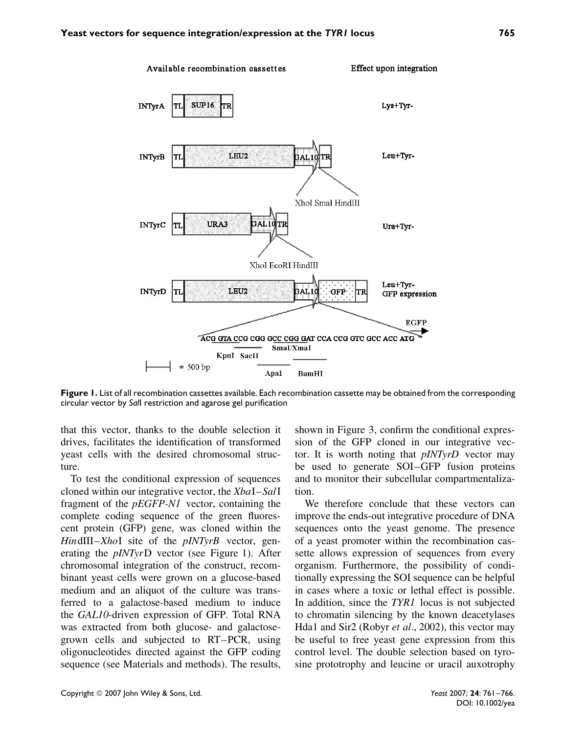Available recombination cassettes — Effect upon integration

INTyrA: TL | SUP16 | TR — Lys+Tyr-

INTyrB: TL | LEU2 | GAL10 | TR — Leu+Tyr- (XhoI SmaI HindIII)

INTyrC: TL | URA3 | GAL10 | TR — Ura+Tyr- (XhoI EcoRI HindIII)

INTyrD: TL | LEU2 | GAL10 | GFP | TR — Leu+Tyr- GFP expression

EGFP: ACG GTA CCG CGG GCC CGG GAT CCA CCG GTC GCC ACC ATG (KpnI, SacII, SmaI/XmaI, ApaI, BamHI)

= 500 bp

**Figure 1.** List of all recombination cassettes available. Each recombination cassette may be obtained from the corresponding circular vector by *Sal*I restriction and agarose gel purification

that this vector, thanks to the double selection it drives, facilitates the identification of transformed yeast cells with the desired chromosomal structure.

To test the conditional expression of sequences cloned within our integrative vector, the *Xba*I–*Sal*I fragment of the *pEGFP-N1* vector, containing the complete coding sequence of the green fluorescent protein (GFP) gene, was cloned within the *Hin*dIII–*Xho*I site of the *pINTyrB* vector, generating the *pINTyr*D vector (see Figure 1). After chromosomal integration of the construct, recombinant yeast cells were grown on a glucose-based medium and an aliquot of the culture was transferred to a galactose-based medium to induce the *GAL10*-driven expression of GFP. Total RNA was extracted from both glucose- and galactose-grown cells and subjected to RT–PCR, using oligonucleotides directed against the GFP coding sequence (see Materials and methods). The results, shown in Figure 3, confirm the conditional expression of the GFP cloned in our integrative vector. It is worth noting that *pINTyrD* vector may be used to generate SOI–GFP fusion proteins and to monitor their subcellular compartmentalization.

We therefore conclude that these vectors can improve the ends-out integrative procedure of DNA sequences onto the yeast genome. The presence of a yeast promoter within the recombination cassette allows expression of sequences from every organism. Furthermore, the possibility of conditionally expressing the SOI sequence can be helpful in cases where a toxic or lethal effect is possible. In addition, since the *TYR1* locus is not subjected to chromatin silencing by the known deacetylases Hda1 and Sir2 (Robyr *et al*., 2002), this vector may be useful to free yeast gene expression from this control level. The double selection based on tyrosine prototrophy and leucine or uracil auxotrophy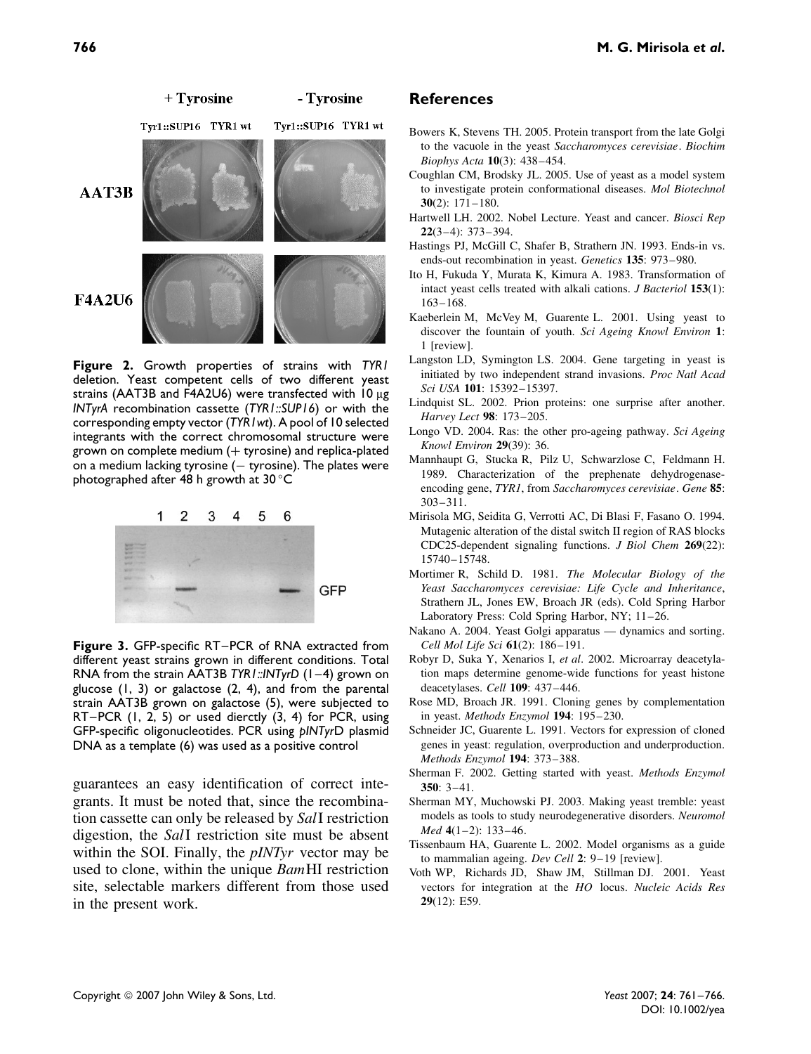+ Tyrosine

- Tyrosine

Tyr1::SUP16 TYR1 wt

Tyr1::SUP16 TYR1 wt

AAT3B

F4A2U6

**Figure 2.** Growth properties of strains with *TYR1* deletion. Yeast competent cells of two different yeast strains (AAT3B and F4A2U6) were transfected with 10 μg *INTyrA* recombination cassette (*TYR1::SUP16*) or with the corresponding empty vector (*TYR1wt*). A pool of 10 selected integrants with the correct chromosomal structure were grown on complete medium (+ tyrosine) and replica-plated on a medium lacking tyrosine (− tyrosine). The plates were photographed after 48 h growth at 30 °C

1 2 3 4 5 6

GFP

**Figure 3.** GFP-specific RT–PCR of RNA extracted from different yeast strains grown in different conditions. Total RNA from the strain AAT3B *TYR1::INTyrD* (1–4) grown on glucose (1, 3) or galactose (2, 4), and from the parental strain AAT3B grown on galactose (5), were subjected to RT–PCR (1, 2, 5) or used dierctly (3, 4) for PCR, using GFP-specific oligonucleotides. PCR using *pINTyrD* plasmid DNA as a template (6) was used as a positive control

guarantees an easy identification of correct integrants. It must be noted that, since the recombination cassette can only be released by *Sal*I restriction digestion, the *Sal*I restriction site must be absent within the SOI. Finally, the *pINTyr* vector may be used to clone, within the unique *Bam*HI restriction site, selectable markers different from those used in the present work.

## References

Bowers K, Stevens TH. 2005. Protein transport from the late Golgi to the vacuole in the yeast *Saccharomyces cerevisiae*. *Biochim Biophys Acta* **10**(3): 438–454.

Coughlan CM, Brodsky JL. 2005. Use of yeast as a model system to investigate protein conformational diseases. *Mol Biotechnol* **30**(2): 171–180.

Hartwell LH. 2002. Nobel Lecture. Yeast and cancer. *Biosci Rep* **22**(3–4): 373–394.

Hastings PJ, McGill C, Shafer B, Strathern JN. 1993. Ends-in vs. ends-out recombination in yeast. *Genetics* **135**: 973–980.

Ito H, Fukuda Y, Murata K, Kimura A. 1983. Transformation of intact yeast cells treated with alkali cations. *J Bacteriol* **153**(1): 163–168.

Kaeberlein M, McVey M, Guarente L. 2001. Using yeast to discover the fountain of youth. *Sci Ageing Knowl Environ* **1**: 1 [review].

Langston LD, Symington LS. 2004. Gene targeting in yeast is initiated by two independent strand invasions. *Proc Natl Acad Sci USA* **101**: 15392–15397.

Lindquist SL. 2002. Prion proteins: one surprise after another. *Harvey Lect* **98**: 173–205.

Longo VD. 2004. Ras: the other pro-ageing pathway. *Sci Ageing Knowl Environ* **29**(39): 36.

Mannhaupt G, Stucka R, Pilz U, Schwarzlose C, Feldmann H. 1989. Characterization of the prephenate dehydrogenase-encoding gene, *TYR1*, from *Saccharomyces cerevisiae*. *Gene* **85**: 303–311.

Mirisola MG, Seidita G, Verrotti AC, Di Blasi F, Fasano O. 1994. Mutagenic alteration of the distal switch II region of RAS blocks CDC25-dependent signaling functions. *J Biol Chem* **269**(22): 15740–15748.

Mortimer R, Schild D. 1981. *The Molecular Biology of the Yeast Saccharomyces cerevisiae: Life Cycle and Inheritance*, Strathern JL, Jones EW, Broach JR (eds). Cold Spring Harbor Laboratory Press: Cold Spring Harbor, NY; 11–26.

Nakano A. 2004. Yeast Golgi apparatus — dynamics and sorting. *Cell Mol Life Sci* **61**(2): 186–191.

Robyr D, Suka Y, Xenarios I, *et al*. 2002. Microarray deacetylation maps determine genome-wide functions for yeast histone deacetylases. *Cell* **109**: 437–446.

Rose MD, Broach JR. 1991. Cloning genes by complementation in yeast. *Methods Enzymol* **194**: 195–230.

Schneider JC, Guarente L. 1991. Vectors for expression of cloned genes in yeast: regulation, overproduction and underproduction. *Methods Enzymol* **194**: 373–388.

Sherman F. 2002. Getting started with yeast. *Methods Enzymol* **350**: 3–41.

Sherman MY, Muchowski PJ. 2003. Making yeast tremble: yeast models as tools to study neurodegenerative disorders. *Neuromol Med* **4**(1–2): 133–46.

Tissenbaum HA, Guarente L. 2002. Model organisms as a guide to mammalian ageing. *Dev Cell* **2**: 9–19 [review].

Voth WP, Richards JD, Shaw JM, Stillman DJ. 2001. Yeast vectors for integration at the *HO* locus. *Nucleic Acids Res* **29**(12): E59.